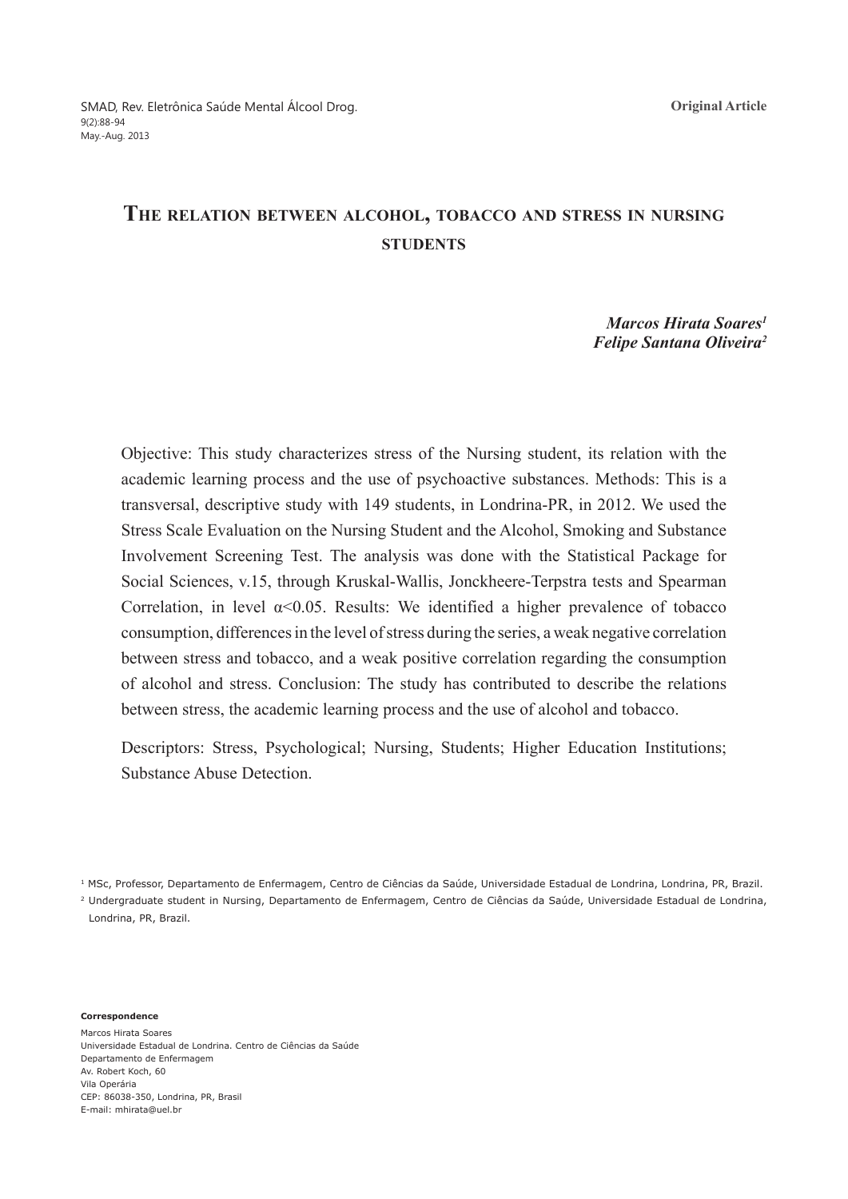Original Article

# The relation between alcohol, tobacco and stress in nursing students

***Marcos Hirata Soares*[1]**
***Felipe Santana Oliveira*[2]**

Objective: This study characterizes stress of the Nursing student, its relation with the academic learning process and the use of psychoactive substances. Methods: This is a transversal, descriptive study with 149 students, in Londrina-PR, in 2012. We used the Stress Scale Evaluation on the Nursing Student and the Alcohol, Smoking and Substance Involvement Screening Test. The analysis was done with the Statistical Package for Social Sciences, v.15, through Kruskal-Wallis, Jonckheere-Terpstra tests and Spearman Correlation, in level $\alpha<0.05$. Results: We identified a higher prevalence of tobacco consumption, differences in the level of stress during the series, a weak negative correlation between stress and tobacco, and a weak positive correlation regarding the consumption of alcohol and stress. Conclusion: The study has contributed to describe the relations between stress, the academic learning process and the use of alcohol and tobacco.

Descriptors: Stress, Psychological; Nursing, Students; Higher Education Institutions; Substance Abuse Detection.

[1] MSc, Professor, Departamento de Enfermagem, Centro de Ciências da Saúde, Universidade Estadual de Londrina, Londrina, PR, Brazil.

[2] Undergraduate student in Nursing, Departamento de Enfermagem, Centro de Ciências da Saúde, Universidade Estadual de Londrina, Londrina, PR, Brazil.

**Correspondence**

Marcos Hirata Soares
Universidade Estadual de Londrina. Centro de Ciências da Saúde
Departamento de Enfermagem
Av. Robert Koch, 60
Vila Operária
CEP: 86038-350, Londrina, PR, Brasil
E-mail: mhirata@uel.br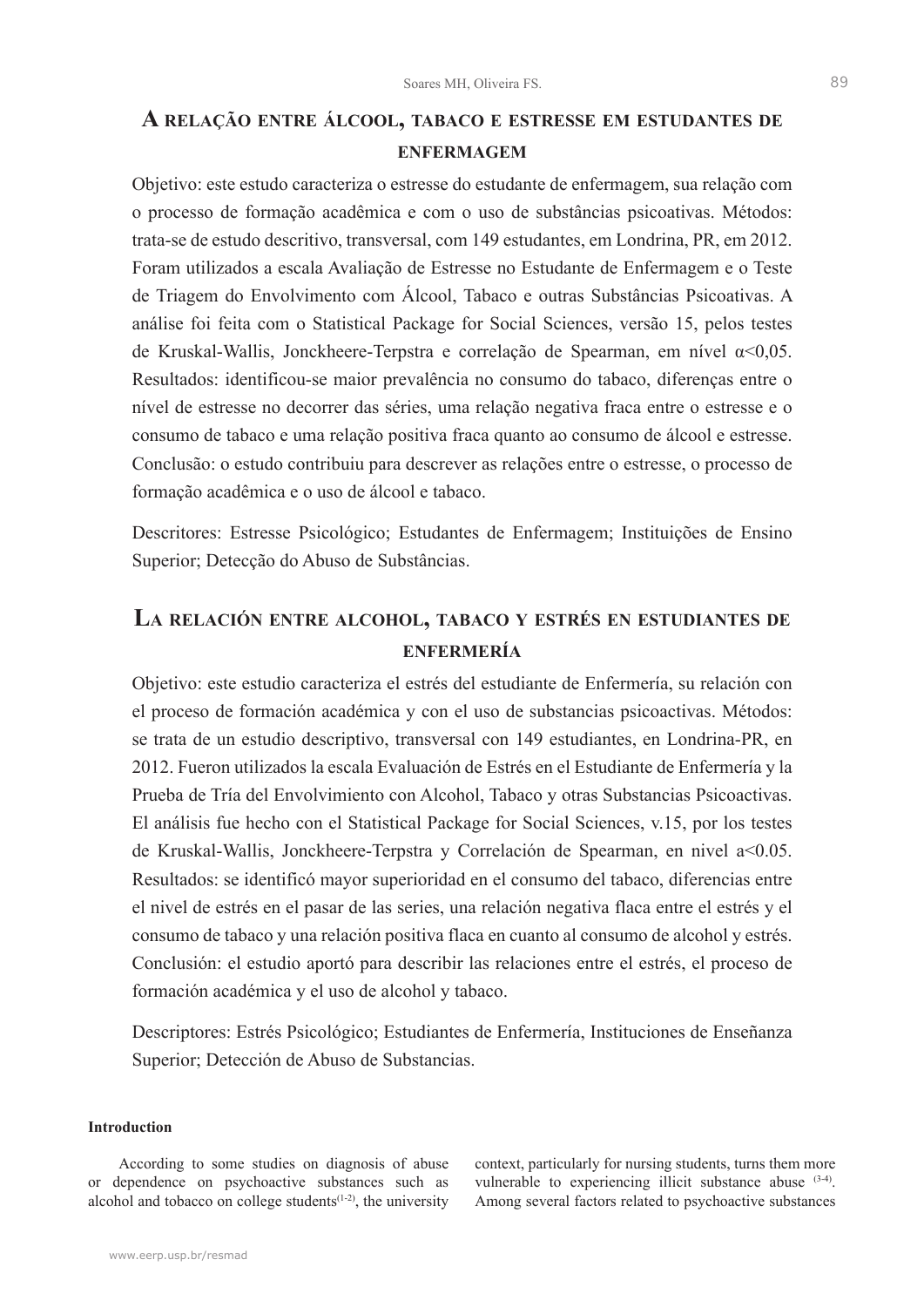## A relação entre álcool, tabaco e estresse em estudantes de enfermagem

Objetivo: este estudo caracteriza o estresse do estudante de enfermagem, sua relação com o processo de formação acadêmica e com o uso de substâncias psicoativas. Métodos: trata-se de estudo descritivo, transversal, com 149 estudantes, em Londrina, PR, em 2012. Foram utilizados a escala Avaliação de Estresse no Estudante de Enfermagem e o Teste de Triagem do Envolvimento com Álcool, Tabaco e outras Substâncias Psicoativas. A análise foi feita com o Statistical Package for Social Sciences, versão 15, pelos testes de Kruskal-Wallis, Jonckheere-Terpstra e correlação de Spearman, em nível $\alpha<0,05$. Resultados: identificou-se maior prevalência no consumo do tabaco, diferenças entre o nível de estresse no decorrer das séries, uma relação negativa fraca entre o estresse e o consumo de tabaco e uma relação positiva fraca quanto ao consumo de álcool e estresse. Conclusão: o estudo contribuiu para descrever as relações entre o estresse, o processo de formação acadêmica e o uso de álcool e tabaco.

Descritores: Estresse Psicológico; Estudantes de Enfermagem; Instituições de Ensino Superior; Detecção do Abuso de Substâncias.

## La relación entre alcohol, tabaco y estrés en estudiantes de enfermería

Objetivo: este estudio caracteriza el estrés del estudiante de Enfermería, su relación con el proceso de formación académica y con el uso de substancias psicoactivas. Métodos: se trata de un estudio descriptivo, transversal con 149 estudiantes, en Londrina-PR, en 2012. Fueron utilizados la escala Evaluación de Estrés en el Estudiante de Enfermería y la Prueba de Tría del Envolvimiento con Alcohol, Tabaco y otras Substancias Psicoactivas. El análisis fue hecho con el Statistical Package for Social Sciences, v.15, por los testes de Kruskal-Wallis, Jonckheere-Terpstra y Correlación de Spearman, en nivel a<0.05. Resultados: se identificó mayor superioridad en el consumo del tabaco, diferencias entre el nivel de estrés en el pasar de las series, una relación negativa flaca entre el estrés y el consumo de tabaco y una relación positiva flaca en cuanto al consumo de alcohol y estrés. Conclusión: el estudio aportó para describir las relaciones entre el estrés, el proceso de formación académica y el uso de alcohol y tabaco.

Descriptores: Estrés Psicológico; Estudiantes de Enfermería, Instituciones de Enseñanza Superior; Detección de Abuso de Substancias.

### Introduction

According to some studies on diagnosis of abuse or dependence on psychoactive substances such as alcohol and tobacco on college students[1-2], the university context, particularly for nursing students, turns them more vulnerable to experiencing illicit substance abuse [3-4]. Among several factors related to psychoactive substances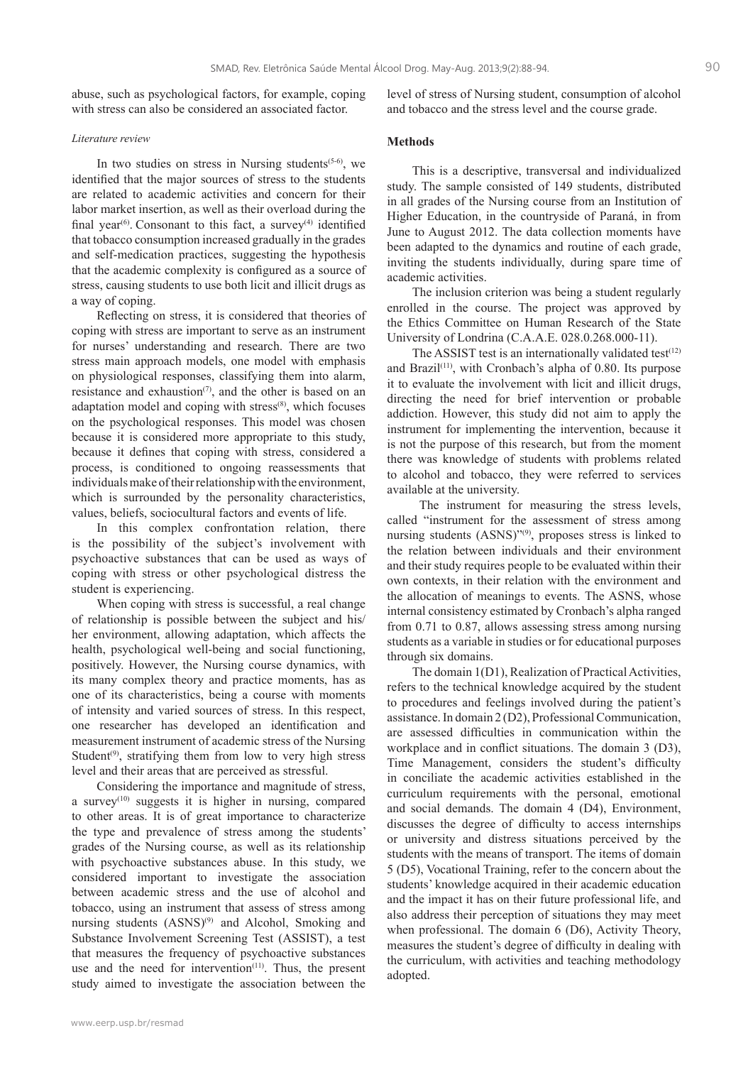abuse, such as psychological factors, for example, coping with stress can also be considered an associated factor.

*Literature review*

In two studies on stress in Nursing students[5-6], we identified that the major sources of stress to the students are related to academic activities and concern for their labor market insertion, as well as their overload during the final year[6]. Consonant to this fact, a survey[4] identified that tobacco consumption increased gradually in the grades and self-medication practices, suggesting the hypothesis that the academic complexity is configured as a source of stress, causing students to use both licit and illicit drugs as a way of coping.

Reflecting on stress, it is considered that theories of coping with stress are important to serve as an instrument for nurses' understanding and research. There are two stress main approach models, one model with emphasis on physiological responses, classifying them into alarm, resistance and exhaustion[7], and the other is based on an adaptation model and coping with stress[8], which focuses on the psychological responses. This model was chosen because it is considered more appropriate to this study, because it defines that coping with stress, considered a process, is conditioned to ongoing reassessments that individuals make of their relationship with the environment, which is surrounded by the personality characteristics, values, beliefs, sociocultural factors and events of life.

In this complex confrontation relation, there is the possibility of the subject's involvement with psychoactive substances that can be used as ways of coping with stress or other psychological distress the student is experiencing.

When coping with stress is successful, a real change of relationship is possible between the subject and his/her environment, allowing adaptation, which affects the health, psychological well-being and social functioning, positively. However, the Nursing course dynamics, with its many complex theory and practice moments, has as one of its characteristics, being a course with moments of intensity and varied sources of stress. In this respect, one researcher has developed an identification and measurement instrument of academic stress of the Nursing Student[9], stratifying them from low to very high stress level and their areas that are perceived as stressful.

Considering the importance and magnitude of stress, a survey[10] suggests it is higher in nursing, compared to other areas. It is of great importance to characterize the type and prevalence of stress among the students' grades of the Nursing course, as well as its relationship with psychoactive substances abuse. In this study, we considered important to investigate the association between academic stress and the use of alcohol and tobacco, using an instrument that assess of stress among nursing students (ASNS)[9] and Alcohol, Smoking and Substance Involvement Screening Test (ASSIST), a test that measures the frequency of psychoactive substances use and the need for intervention[11]. Thus, the present study aimed to investigate the association between the level of stress of Nursing student, consumption of alcohol and tobacco and the stress level and the course grade.

## Methods

This is a descriptive, transversal and individualized study. The sample consisted of 149 students, distributed in all grades of the Nursing course from an Institution of Higher Education, in the countryside of Paraná, in from June to August 2012. The data collection moments have been adapted to the dynamics and routine of each grade, inviting the students individually, during spare time of academic activities.

The inclusion criterion was being a student regularly enrolled in the course. The project was approved by the Ethics Committee on Human Research of the State University of Londrina (C.A.A.E. 028.0.268.000-11).

The ASSIST test is an internationally validated test[12] and Brazil[11], with Cronbach's alpha of 0.80. Its purpose it to evaluate the involvement with licit and illicit drugs, directing the need for brief intervention or probable addiction. However, this study did not aim to apply the instrument for implementing the intervention, because it is not the purpose of this research, but from the moment there was knowledge of students with problems related to alcohol and tobacco, they were referred to services available at the university.

The instrument for measuring the stress levels, called "instrument for the assessment of stress among nursing students (ASNS)"[9], proposes stress is linked to the relation between individuals and their environment and their study requires people to be evaluated within their own contexts, in their relation with the environment and the allocation of meanings to events. The ASNS, whose internal consistency estimated by Cronbach's alpha ranged from 0.71 to 0.87, allows assessing stress among nursing students as a variable in studies or for educational purposes through six domains.

The domain 1(D1), Realization of Practical Activities, refers to the technical knowledge acquired by the student to procedures and feelings involved during the patient's assistance. In domain 2 (D2), Professional Communication, are assessed difficulties in communication within the workplace and in conflict situations. The domain 3 (D3), Time Management, considers the student's difficulty in conciliate the academic activities established in the curriculum requirements with the personal, emotional and social demands. The domain 4 (D4), Environment, discusses the degree of difficulty to access internships or university and distress situations perceived by the students with the means of transport. The items of domain 5 (D5), Vocational Training, refer to the concern about the students' knowledge acquired in their academic education and the impact it has on their future professional life, and also address their perception of situations they may meet when professional. The domain 6 (D6), Activity Theory, measures the student's degree of difficulty in dealing with the curriculum, with activities and teaching methodology adopted.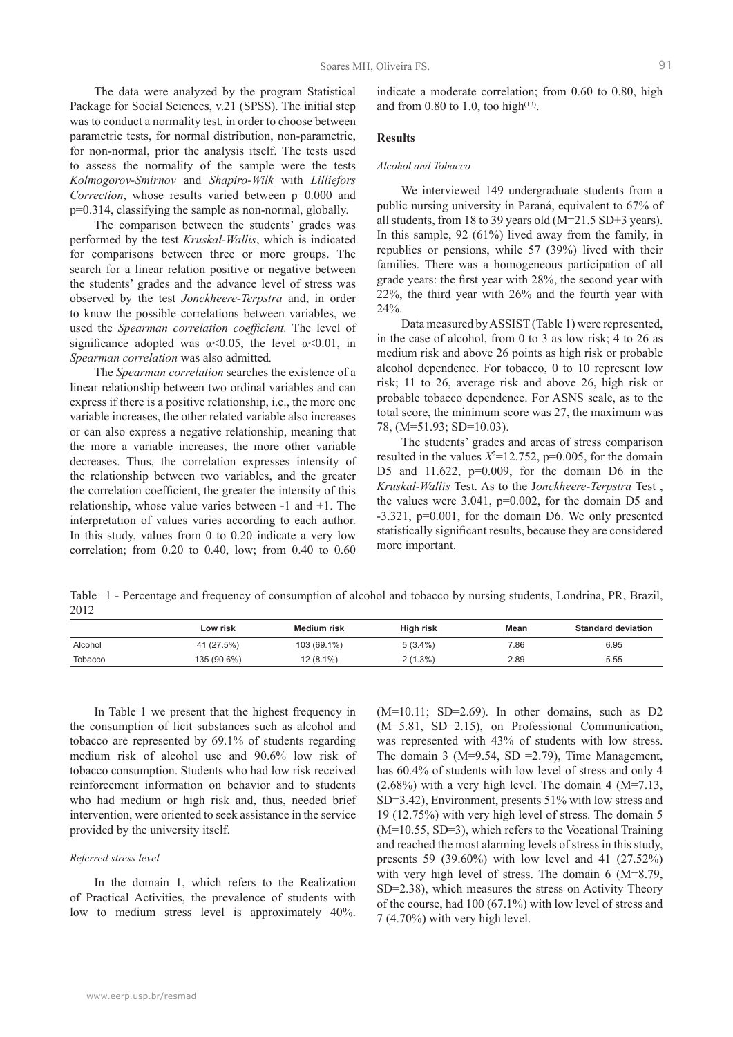The data were analyzed by the program Statistical Package for Social Sciences, v.21 (SPSS). The initial step was to conduct a normality test, in order to choose between parametric tests, for normal distribution, non-parametric, for non-normal, prior the analysis itself. The tests used to assess the normality of the sample were the tests *Kolmogorov-Smirnov* and *Shapiro-Wilk* with *Lilliefors Correction*, whose results varied between p=0.000 and p=0.314, classifying the sample as non-normal, globally.

The comparison between the students' grades was performed by the test *Kruskal-Wallis*, which is indicated for comparisons between three or more groups. The search for a linear relation positive or negative between the students' grades and the advance level of stress was observed by the test *Jonckheere-Terpstra* and, in order to know the possible correlations between variables, we used the *Spearman correlation coefficient.* The level of significance adopted was $\alpha<0.05$, the level $\alpha<0.01$, in *Spearman correlation* was also admitted.

The *Spearman correlation* searches the existence of a linear relationship between two ordinal variables and can express if there is a positive relationship, i.e., the more one variable increases, the other related variable also increases or can also express a negative relationship, meaning that the more a variable increases, the more other variable decreases. Thus, the correlation expresses intensity of the relationship between two variables, and the greater the correlation coefficient, the greater the intensity of this relationship, whose value varies between -1 and +1. The interpretation of values varies according to each author. In this study, values from 0 to 0.20 indicate a very low correlation; from 0.20 to 0.40, low; from 0.40 to 0.60 indicate a moderate correlation; from 0.60 to 0.80, high and from 0.80 to 1.0, too high[13].

## Results

### *Alcohol and Tobacco*

We interviewed 149 undergraduate students from a public nursing university in Paraná, equivalent to 67% of all students, from 18 to 39 years old (M=21.5 SD±3 years). In this sample, 92 (61%) lived away from the family, in republics or pensions, while 57 (39%) lived with their families. There was a homogeneous participation of all grade years: the first year with 28%, the second year with 22%, the third year with 26% and the fourth year with 24%.

Data measured by ASSIST (Table 1) were represented, in the case of alcohol, from 0 to 3 as low risk; 4 to 26 as medium risk and above 26 points as high risk or probable alcohol dependence. For tobacco, 0 to 10 represent low risk; 11 to 26, average risk and above 26, high risk or probable tobacco dependence. For ASNS scale, as to the total score, the minimum score was 27, the maximum was 78, (M=51.93; SD=10.03).

The students' grades and areas of stress comparison resulted in the values $X^2$=12.752, p=0.005, for the domain D5 and 11.622, p=0.009, for the domain D6 in the *Kruskal-Wallis* Test. As to the J*onckheere-Terpstra* Test , the values were 3.041, p=0.002, for the domain D5 and -3.321, p=0.001, for the domain D6. We only presented statistically significant results, because they are considered more important.

Table - 1 - Percentage and frequency of consumption of alcohol and tobacco by nursing students, Londrina, PR, Brazil, 2012

| | Low risk | Medium risk | High risk | Mean | Standard deviation |
|---|---|---|---|---|---|
| Alcohol | 41 (27.5%) | 103 (69.1%) | 5 (3.4%) | 7.86 | 6.95 |
| Tobacco | 135 (90.6%) | 12 (8.1%) | 2 (1.3%) | 2.89 | 5.55 |

In Table 1 we present that the highest frequency in the consumption of licit substances such as alcohol and tobacco are represented by 69.1% of students regarding medium risk of alcohol use and 90.6% low risk of tobacco consumption. Students who had low risk received reinforcement information on behavior and to students who had medium or high risk and, thus, needed brief intervention, were oriented to seek assistance in the service provided by the university itself.

### *Referred stress level*

In the domain 1, which refers to the Realization of Practical Activities, the prevalence of students with low to medium stress level is approximately 40%. (M=10.11; SD=2.69). In other domains, such as D2 (M=5.81, SD=2.15), on Professional Communication, was represented with 43% of students with low stress. The domain 3 (M=9.54, SD =2.79), Time Management, has 60.4% of students with low level of stress and only 4 (2.68%) with a very high level. The domain 4 (M=7.13, SD=3.42), Environment, presents 51% with low stress and 19 (12.75%) with very high level of stress. The domain 5 (M=10.55, SD=3), which refers to the Vocational Training and reached the most alarming levels of stress in this study, presents 59 (39.60%) with low level and 41 (27.52%) with very high level of stress. The domain 6 (M=8.79, SD=2.38), which measures the stress on Activity Theory of the course, had 100 (67.1%) with low level of stress and 7 (4.70%) with very high level.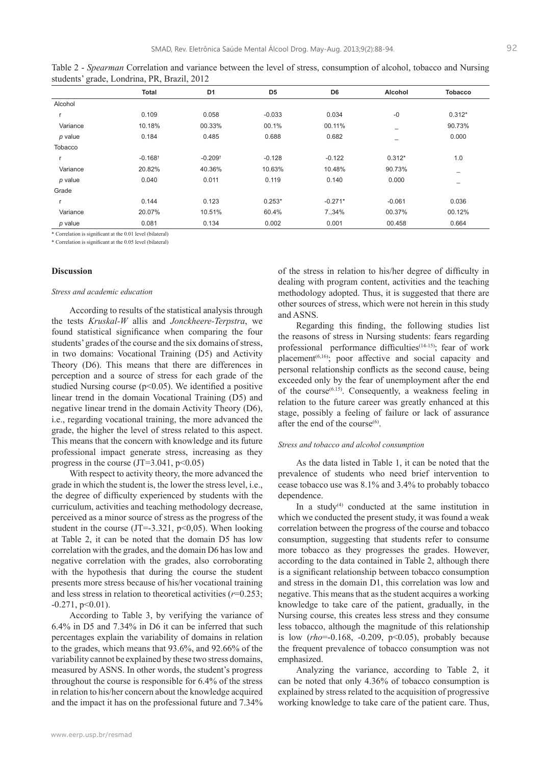Table 2 - *Spearman* Correlation and variance between the level of stress, consumption of alcohol, tobacco and Nursing students' grade, Londrina, PR, Brazil, 2012

| | Total | D1 | D5 | D6 | Alcohol | Tobacco |
|---|---|---|---|---|---|---|
| Alcohol | | | | | | |
| r | 0.109 | 0.058 | -0.033 | 0.034 | -0 | 0.312* |
| Variance | 10.18% | 00.33% | 00.1% | 00.11% | _ | 90.73% |
| *p* value | 0.184 | 0.485 | 0.688 | 0.682 | _ | 0.000 |
| Tobacco | | | | | | |
| r | -0.168† | -0.209† | -0.128 | -0.122 | 0.312* | 1.0 |
| Variance | 20.82% | 40.36% | 10.63% | 10.48% | 90.73% | _ |
| *p* value | 0.040 | 0.011 | 0.119 | 0.140 | 0.000 | _ |
| Grade | | | | | | |
| r | 0.144 | 0.123 | 0.253* | -0.271* | -0.061 | 0.036 |
| Variance | 20.07% | 10.51% | 60.4% | 7.,34% | 00.37% | 00.12% |
| *p* value | 0.081 | 0.134 | 0.002 | 0.001 | 00.458 | 0.664 |

\* Correlation is significant at the 0.01 level (bilateral)

\* Correlation is significant at the 0.05 level (bilateral)

### Discussion

*Stress and academic education*

According to results of the statistical analysis through the tests *Kruskal-W* allis and *Jonckheere-Terpstra*, we found statistical significance when comparing the four students' grades of the course and the six domains of stress, in two domains: Vocational Training (D5) and Activity Theory (D6). This means that there are differences in perception and a source of stress for each grade of the studied Nursing course ($p<0.05$). We identified a positive linear trend in the domain Vocational Training (D5) and negative linear trend in the domain Activity Theory (D6), i.e., regarding vocational training, the more advanced the grade, the higher the level of stress related to this aspect. This means that the concern with knowledge and its future professional impact generate stress, increasing as they progress in the course ($JT=3.041$, $p<0.05$)

With respect to activity theory, the more advanced the grade in which the student is, the lower the stress level, i.e., the degree of difficulty experienced by students with the curriculum, activities and teaching methodology decrease, perceived as a minor source of stress as the progress of the student in the course ($JT=-3.321$, $p<0{,}05$). When looking at Table 2, it can be noted that the domain D5 has low correlation with the grades, and the domain D6 has low and negative correlation with the grades, also corroborating with the hypothesis that during the course the student presents more stress because of his/her vocational training and less stress in relation to theoretical activities ($r=0.253$; $-0.271$, $p<0.01$).

According to Table 3, by verifying the variance of 6.4% in D5 and 7.34% in D6 it can be inferred that such percentages explain the variability of domains in relation to the grades, which means that 93.6%, and 92.66% of the variability cannot be explained by these two stress domains, measured by ASNS. In other words, the student's progress throughout the course is responsible for 6.4% of the stress in relation to his/her concern about the knowledge acquired and the impact it has on the professional future and 7.34% of the stress in relation to his/her degree of difficulty in dealing with program content, activities and the teaching methodology adopted. Thus, it is suggested that there are other sources of stress, which were not herein in this study and ASNS.

Regarding this finding, the following studies list the reasons of stress in Nursing students: fears regarding professional performance difficulties[14-15]; fear of work placement[6,16]; poor affective and social capacity and personal relationship conflicts as the second cause, being exceeded only by the fear of unemployment after the end of the course[6,15]. Consequently, a weakness feeling in relation to the future career was greatly enhanced at this stage, possibly a feeling of failure or lack of assurance after the end of the course[6].

*Stress and tobacco and alcohol consumption*

As the data listed in Table 1, it can be noted that the prevalence of students who need brief intervention to cease tobacco use was 8.1% and 3.4% to probably tobacco dependence.

In a study[4] conducted at the same institution in which we conducted the present study, it was found a weak correlation between the progress of the course and tobacco consumption, suggesting that students refer to consume more tobacco as they progresses the grades. However, according to the data contained in Table 2, although there is a significant relationship between tobacco consumption and stress in the domain D1, this correlation was low and negative. This means that as the student acquires a working knowledge to take care of the patient, gradually, in the Nursing course, this creates less stress and they consume less tobacco, although the magnitude of this relationship is low ($rho=-0.168$, $-0.209$, $p<0.05$), probably because the frequent prevalence of tobacco consumption was not emphasized.

Analyzing the variance, according to Table 2, it can be noted that only 4.36% of tobacco consumption is explained by stress related to the acquisition of progressive working knowledge to take care of the patient care. Thus,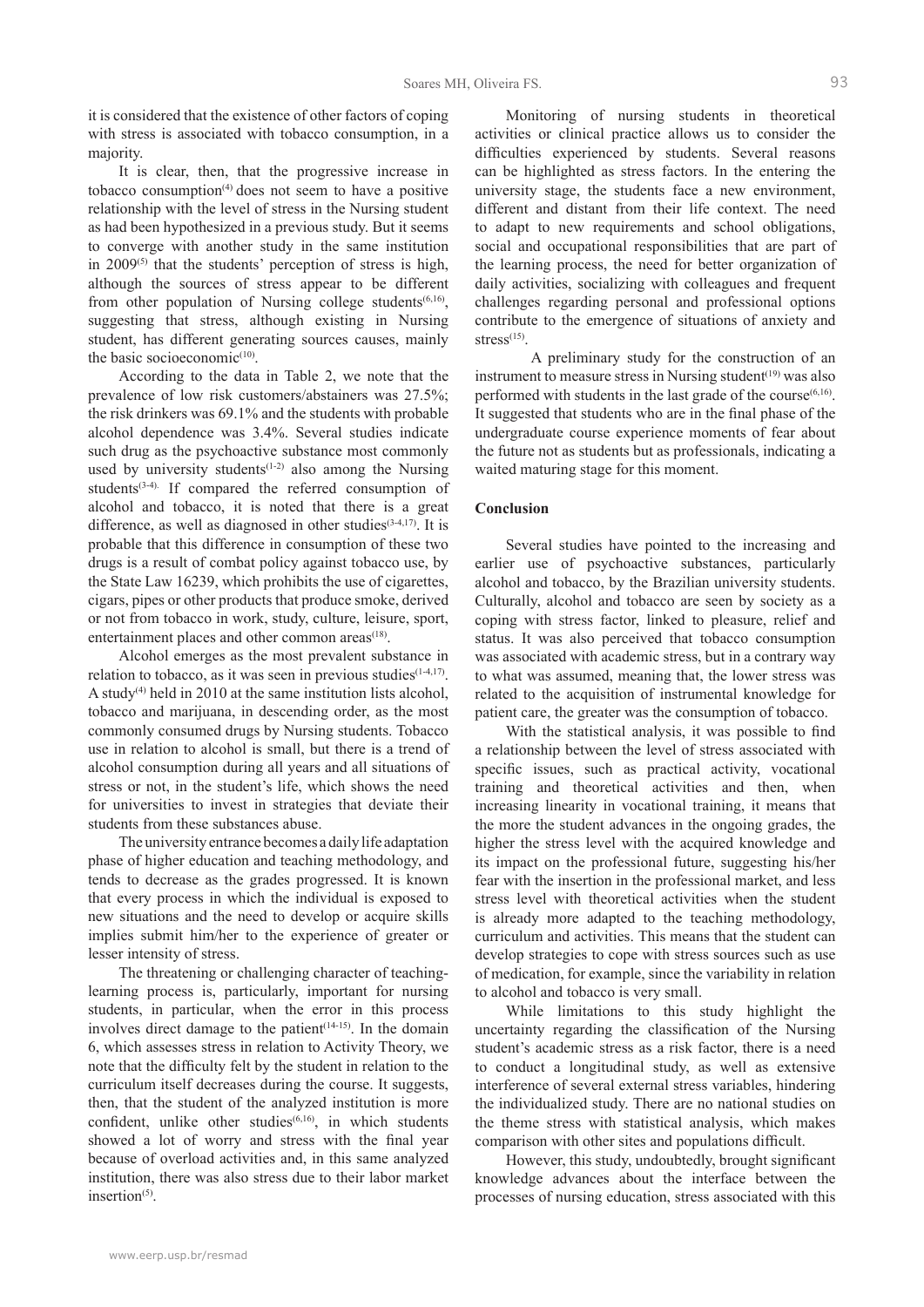it is considered that the existence of other factors of coping with stress is associated with tobacco consumption, in a majority.

It is clear, then, that the progressive increase in tobacco consumption[4] does not seem to have a positive relationship with the level of stress in the Nursing student as had been hypothesized in a previous study. But it seems to converge with another study in the same institution in 2009[5] that the students' perception of stress is high, although the sources of stress appear to be different from other population of Nursing college students[6,16], suggesting that stress, although existing in Nursing student, has different generating sources causes, mainly the basic socioeconomic[10].

According to the data in Table 2, we note that the prevalence of low risk customers/abstainers was 27.5%; the risk drinkers was 69.1% and the students with probable alcohol dependence was 3.4%. Several studies indicate such drug as the psychoactive substance most commonly used by university students[1-2] also among the Nursing students[3-4]. If compared the referred consumption of alcohol and tobacco, it is noted that there is a great difference, as well as diagnosed in other studies[3-4,17]. It is probable that this difference in consumption of these two drugs is a result of combat policy against tobacco use, by the State Law 16239, which prohibits the use of cigarettes, cigars, pipes or other products that produce smoke, derived or not from tobacco in work, study, culture, leisure, sport, entertainment places and other common areas[18].

Alcohol emerges as the most prevalent substance in relation to tobacco, as it was seen in previous studies[1-4,17]. A study[4] held in 2010 at the same institution lists alcohol, tobacco and marijuana, in descending order, as the most commonly consumed drugs by Nursing students. Tobacco use in relation to alcohol is small, but there is a trend of alcohol consumption during all years and all situations of stress or not, in the student's life, which shows the need for universities to invest in strategies that deviate their students from these substances abuse.

The university entrance becomes a daily life adaptation phase of higher education and teaching methodology, and tends to decrease as the grades progressed. It is known that every process in which the individual is exposed to new situations and the need to develop or acquire skills implies submit him/her to the experience of greater or lesser intensity of stress.

The threatening or challenging character of teaching-learning process is, particularly, important for nursing students, in particular, when the error in this process involves direct damage to the patient[14-15]. In the domain 6, which assesses stress in relation to Activity Theory, we note that the difficulty felt by the student in relation to the curriculum itself decreases during the course. It suggests, then, that the student of the analyzed institution is more confident, unlike other studies[6,16], in which students showed a lot of worry and stress with the final year because of overload activities and, in this same analyzed institution, there was also stress due to their labor market insertion[5].

Monitoring of nursing students in theoretical activities or clinical practice allows us to consider the difficulties experienced by students. Several reasons can be highlighted as stress factors. In the entering the university stage, the students face a new environment, different and distant from their life context. The need to adapt to new requirements and school obligations, social and occupational responsibilities that are part of the learning process, the need for better organization of daily activities, socializing with colleagues and frequent challenges regarding personal and professional options contribute to the emergence of situations of anxiety and stress[15].

A preliminary study for the construction of an instrument to measure stress in Nursing student[19] was also performed with students in the last grade of the course[6,16]. It suggested that students who are in the final phase of the undergraduate course experience moments of fear about the future not as students but as professionals, indicating a waited maturing stage for this moment.

## Conclusion

Several studies have pointed to the increasing and earlier use of psychoactive substances, particularly alcohol and tobacco, by the Brazilian university students. Culturally, alcohol and tobacco are seen by society as a coping with stress factor, linked to pleasure, relief and status. It was also perceived that tobacco consumption was associated with academic stress, but in a contrary way to what was assumed, meaning that, the lower stress was related to the acquisition of instrumental knowledge for patient care, the greater was the consumption of tobacco.

With the statistical analysis, it was possible to find a relationship between the level of stress associated with specific issues, such as practical activity, vocational training and theoretical activities and then, when increasing linearity in vocational training, it means that the more the student advances in the ongoing grades, the higher the stress level with the acquired knowledge and its impact on the professional future, suggesting his/her fear with the insertion in the professional market, and less stress level with theoretical activities when the student is already more adapted to the teaching methodology, curriculum and activities. This means that the student can develop strategies to cope with stress sources such as use of medication, for example, since the variability in relation to alcohol and tobacco is very small.

While limitations to this study highlight the uncertainty regarding the classification of the Nursing student's academic stress as a risk factor, there is a need to conduct a longitudinal study, as well as extensive interference of several external stress variables, hindering the individualized study. There are no national studies on the theme stress with statistical analysis, which makes comparison with other sites and populations difficult.

However, this study, undoubtedly, brought significant knowledge advances about the interface between the processes of nursing education, stress associated with this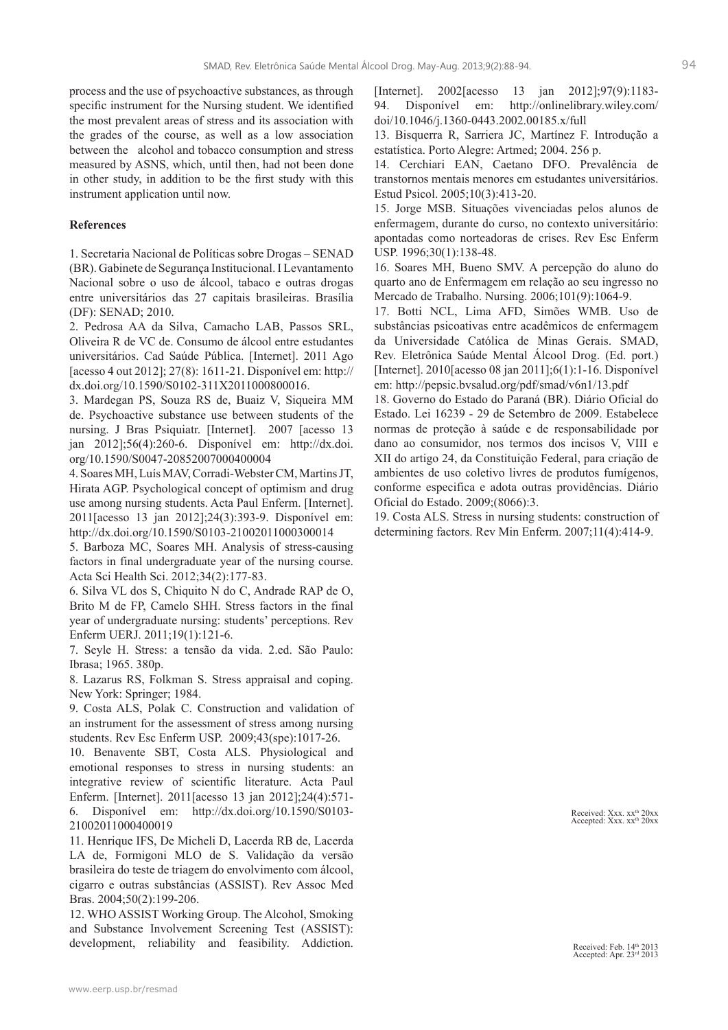process and the use of psychoactive substances, as through specific instrument for the Nursing student. We identified the most prevalent areas of stress and its association with the grades of the course, as well as a low association between the alcohol and tobacco consumption and stress measured by ASNS, which, until then, had not been done in other study, in addition to be the first study with this instrument application until now.

## References

1. Secretaria Nacional de Políticas sobre Drogas – SENAD (BR). Gabinete de Segurança Institucional. I Levantamento Nacional sobre o uso de álcool, tabaco e outras drogas entre universitários das 27 capitais brasileiras. Brasília (DF): SENAD; 2010.

2. Pedrosa AA da Silva, Camacho LAB, Passos SRL, Oliveira R de VC de. Consumo de álcool entre estudantes universitários. Cad Saúde Pública. [Internet]. 2011 Ago [acesso 4 out 2012]; 27(8): 1611-21. Disponível em: http://dx.doi.org/10.1590/S0102-311X2011000800016.

3. Mardegan PS, Souza RS de, Buaiz V, Siqueira MM de. Psychoactive substance use between students of the nursing. J Bras Psiquiatr. [Internet]. 2007 [acesso 13 jan 2012];56(4):260-6. Disponível em: http://dx.doi.org/10.1590/S0047-20852007000400004

4. Soares MH, Luís MAV, Corradi-Webster CM, Martins JT, Hirata AGP. Psychological concept of optimism and drug use among nursing students. Acta Paul Enferm. [Internet]. 2011[acesso 13 jan 2012];24(3):393-9. Disponível em: http://dx.doi.org/10.1590/S0103-21002011000300014

5. Barboza MC, Soares MH. Analysis of stress-causing factors in final undergraduate year of the nursing course. Acta Sci Health Sci. 2012;34(2):177-83.

6. Silva VL dos S, Chiquito N do C, Andrade RAP de O, Brito M de FP, Camelo SHH. Stress factors in the final year of undergraduate nursing: students' perceptions. Rev Enferm UERJ. 2011;19(1):121-6.

7. Seyle H. Stress: a tensão da vida. 2.ed. São Paulo: Ibrasa; 1965. 380p.

8. Lazarus RS, Folkman S. Stress appraisal and coping. New York: Springer; 1984.

9. Costa ALS, Polak C. Construction and validation of an instrument for the assessment of stress among nursing students. Rev Esc Enferm USP. 2009;43(spe):1017-26.

10. Benavente SBT, Costa ALS. Physiological and emotional responses to stress in nursing students: an integrative review of scientific literature. Acta Paul Enferm. [Internet]. 2011[acesso 13 jan 2012];24(4):571-6. Disponível em: http://dx.doi.org/10.1590/S0103-21002011000400019

11. Henrique IFS, De Micheli D, Lacerda RB de, Lacerda LA de, Formigoni MLO de S. Validação da versão brasileira do teste de triagem do envolvimento com álcool, cigarro e outras substâncias (ASSIST). Rev Assoc Med Bras. 2004;50(2):199-206.

12. WHO ASSIST Working Group. The Alcohol, Smoking and Substance Involvement Screening Test (ASSIST): development, reliability and feasibility. Addiction. [Internet]. 2002[acesso 13 jan 2012];97(9):1183-94. Disponível em: http://onlinelibrary.wiley.com/doi/10.1046/j.1360-0443.2002.00185.x/full

13. Bisquerra R, Sarriera JC, Martínez F. Introdução a estatística. Porto Alegre: Artmed; 2004. 256 p.

14. Cerchiari EAN, Caetano DFO. Prevalência de transtornos mentais menores em estudantes universitários. Estud Psicol. 2005;10(3):413-20.

15. Jorge MSB. Situações vivenciadas pelos alunos de enfermagem, durante do curso, no contexto universitário: apontadas como norteadoras de crises. Rev Esc Enferm USP. 1996;30(1):138-48.

16. Soares MH, Bueno SMV. A percepção do aluno do quarto ano de Enfermagem em relação ao seu ingresso no Mercado de Trabalho. Nursing. 2006;101(9):1064-9.

17. Botti NCL, Lima AFD, Simões WMB. Uso de substâncias psicoativas entre acadêmicos de enfermagem da Universidade Católica de Minas Gerais. SMAD, Rev. Eletrônica Saúde Mental Álcool Drog. (Ed. port.) [Internet]. 2010[acesso 08 jan 2011];6(1):1-16. Disponível em: http://pepsic.bvsalud.org/pdf/smad/v6n1/13.pdf

18. Governo do Estado do Paraná (BR). Diário Oficial do Estado. Lei 16239 - 29 de Setembro de 2009. Estabelece normas de proteção à saúde e de responsabilidade por dano ao consumidor, nos termos dos incisos V, VIII e XII do artigo 24, da Constituição Federal, para criação de ambientes de uso coletivo livres de produtos fumígenos, conforme especifica e adota outras providências. Diário Oficial do Estado. 2009;(8066):3.

19. Costa ALS. Stress in nursing students: construction of determining factors. Rev Min Enferm. 2007;11(4):414-9.

Received: Xxx. xx[th] 20xx
Accepted: Xxx. xx[th] 20xx

Received: Feb. 14[th] 2013
Accepted: Apr. 23[rd] 2013